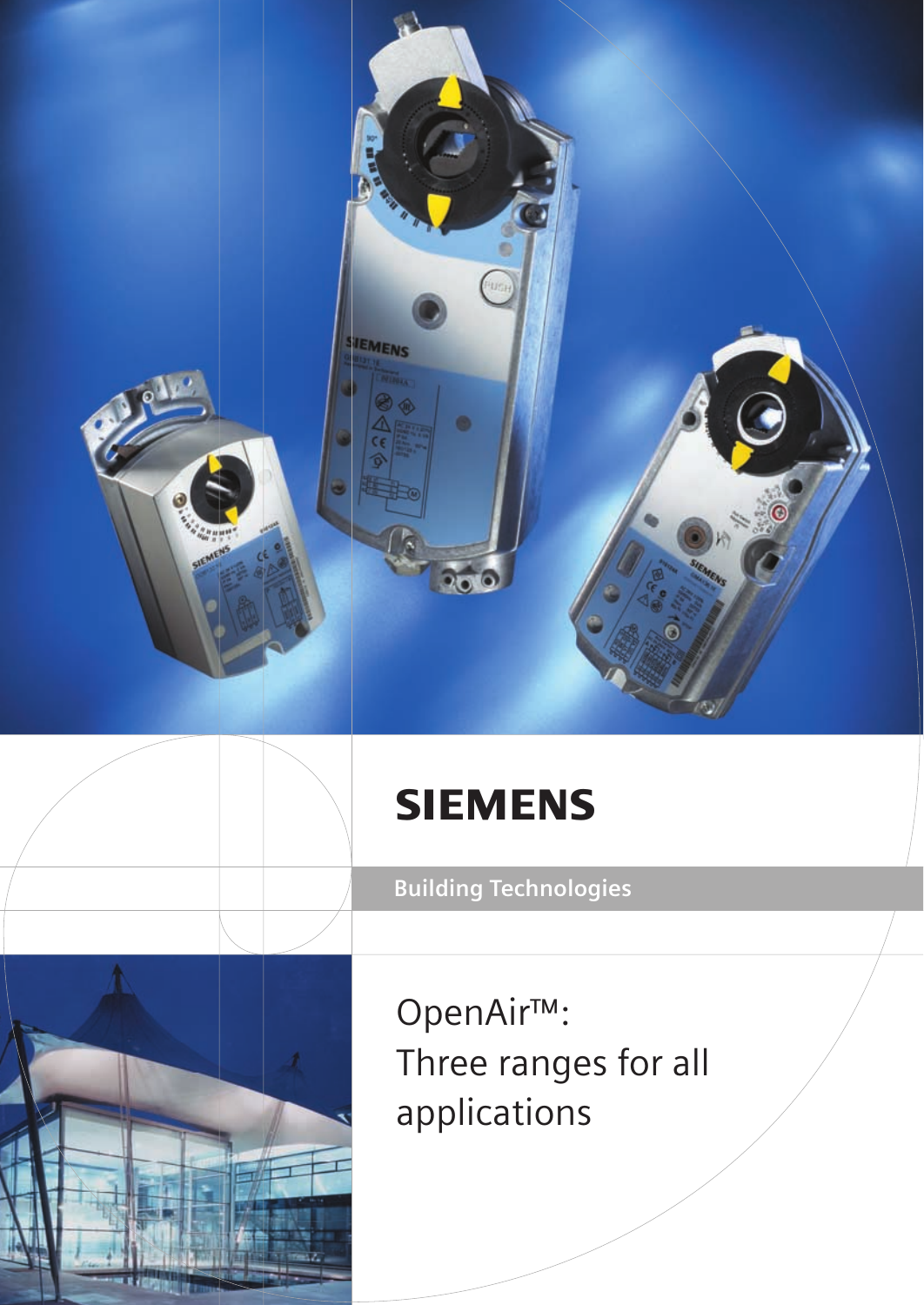# SIEMENS

Building Technologies

## OpenAir™: Three ranges for all applications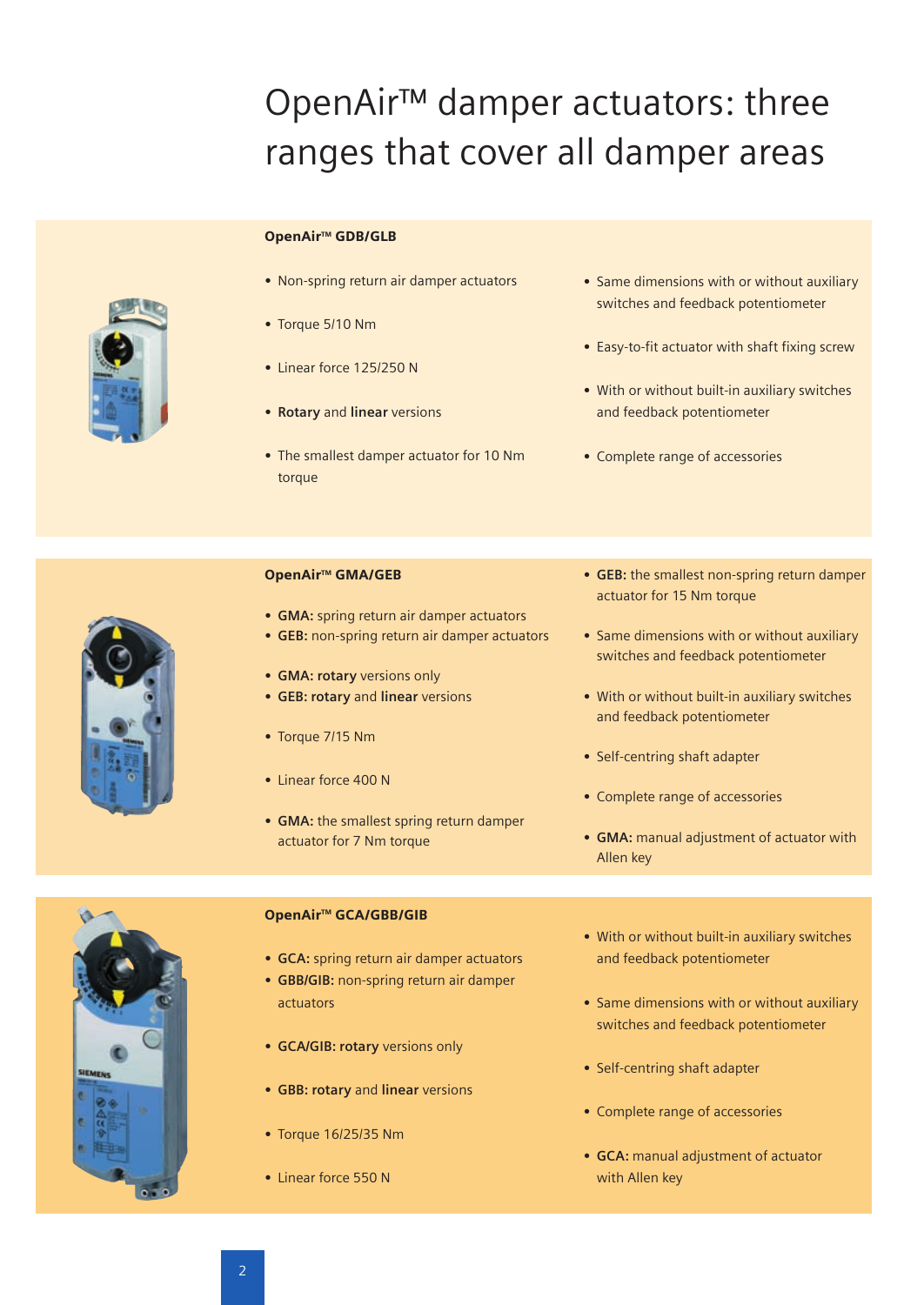# OpenAir™ damper actuators: three ranges that cover all damper areas

**OpenAir™ GDB/GLB**

- Non-spring return air damper actuators
- Torque 5/10 Nm
- Linear force 125/250 N
- **Rotary** and **linear** versions
- The smallest damper actuator for 10 Nm torque
- Same dimensions with or without auxiliary switches and feedback potentiometer
- Easy-to-fit actuator with shaft fixing screw
- With or without built-in auxiliary switches and feedback potentiometer
- Complete range of accessories

**OpenAir™ GMA/GEB**

- **GMA:** spring return air damper actuators
- **GEB:** non-spring return air damper actuators
- **GMA: rotary** versions only
- **GEB: rotary** and **linear** versions
- Torque 7/15 Nm
- Linear force 400 N
- **GMA:** the smallest spring return damper actuator for 7 Nm torque
- **GEB:** the smallest non-spring return damper actuator for 15 Nm torque
- Same dimensions with or without auxiliary switches and feedback potentiometer
- With or without built-in auxiliary switches and feedback potentiometer
- Self-centring shaft adapter
- Complete range of accessories
- **GMA:** manual adjustment of actuator with Allen key

**OpenAir™ GCA/GBB/GIB**

- **GCA:** spring return air damper actuators
- **GBB/GIB:** non-spring return air damper actuators
- **GCA/GIB: rotary** versions only
- **GBB: rotary** and **linear** versions
- Torque 16/25/35 Nm
- Linear force 550 N
- With or without built-in auxiliary switches and feedback potentiometer
- Same dimensions with or without auxiliary switches and feedback potentiometer
- Self-centring shaft adapter
- Complete range of accessories
- **GCA:** manual adjustment of actuator with Allen key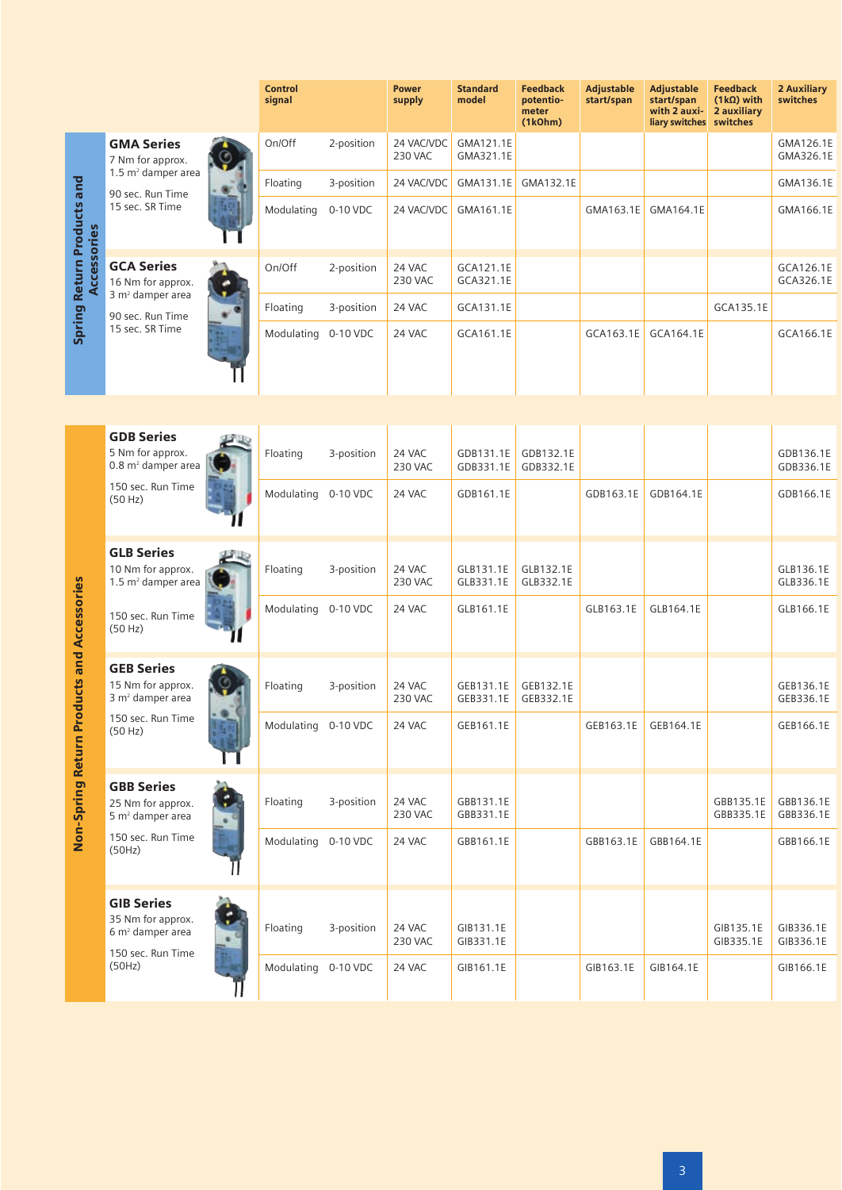| | | Control signal | | Power supply | Standard model | Feedback potentiometer (1kOhm) | Adjustable start/span | Adjustable start/span with 2 auxiliary switches | Feedback (1kΩ) with 2 auxiliary switches | 2 Auxiliary switches |
|---|---|---|---|---|---|---|---|---|---|---|
| **Spring Return Products and Accessories** | **GMA Series** 7 Nm for approx. 1.5 m² damper area 90 sec. Run Time 15 sec. SR Time | On/Off | 2-position | 24 VAC/VDC 230 VAC | GMA121.1E GMA321.1E | | | | | GMA126.1E GMA326.1E |
| | | Floating | 3-position | 24 VAC/VDC | GMA131.1E | GMA132.1E | | | | GMA136.1E |
| | | Modulating | 0-10 VDC | 24 VAC/VDC | GMA161.1E | | GMA163.1E | GMA164.1E | | GMA166.1E |
| | **GCA Series** 16 Nm for approx. 3 m² damper area 90 sec. Run Time 15 sec. SR Time | On/Off | 2-position | 24 VAC 230 VAC | GCA121.1E GCA321.1E | | | | | GCA126.1E GCA326.1E |
| | | Floating | 3-position | 24 VAC | GCA131.1E | | | | GCA135.1E | |
| | | Modulating | 0-10 VDC | 24 VAC | GCA161.1E | | GCA163.1E | GCA164.1E | | GCA166.1E |
| **Non-Spring Return Products and Accessories** | **GDB Series** 5 Nm for approx. 0.8 m² damper area 150 sec. Run Time (50 Hz) | Floating | 3-position | 24 VAC 230 VAC | GDB131.1E GDB331.1E | GDB132.1E GDB332.1E | | | | GDB136.1E GDB336.1E |
| | | Modulating | 0-10 VDC | 24 VAC | GDB161.1E | | GDB163.1E | GDB164.1E | | GDB166.1E |
| | **GLB Series** 10 Nm for approx. 1.5 m² damper area 150 sec. Run Time (50 Hz) | Floating | 3-position | 24 VAC 230 VAC | GLB131.1E GLB331.1E | GLB132.1E GLB332.1E | | | | GLB136.1E GLB336.1E |
| | | Modulating | 0-10 VDC | 24 VAC | GLB161.1E | | GLB163.1E | GLB164.1E | | GLB166.1E |
| | **GEB Series** 15 Nm for approx. 3 m² damper area 150 sec. Run Time (50 Hz) | Floating | 3-position | 24 VAC 230 VAC | GEB131.1E GEB331.1E | GEB132.1E GEB332.1E | | | | GEB136.1E GEB336.1E |
| | | Modulating | 0-10 VDC | 24 VAC | GEB161.1E | | GEB163.1E | GEB164.1E | | GEB166.1E |
| | **GBB Series** 25 Nm for approx. 5 m² damper area 150 sec. Run Time (50Hz) | Floating | 3-position | 24 VAC 230 VAC | GBB131.1E GBB331.1E | | | | GBB135.1E GBB335.1E | GBB136.1E GBB336.1E |
| | | Modulating | 0-10 VDC | 24 VAC | GBB161.1E | | GBB163.1E | GBB164.1E | | GBB166.1E |
| | **GIB Series** 35 Nm for approx. 6 m² damper area 150 sec. Run Time (50Hz) | Floating | 3-position | 24 VAC 230 VAC | GIB131.1E GIB331.1E | | | | GIB135.1E GIB335.1E | GIB336.1E GIB336.1E |
| | | Modulating | 0-10 VDC | 24 VAC | GIB161.1E | | GIB163.1E | GIB164.1E | | GIB166.1E |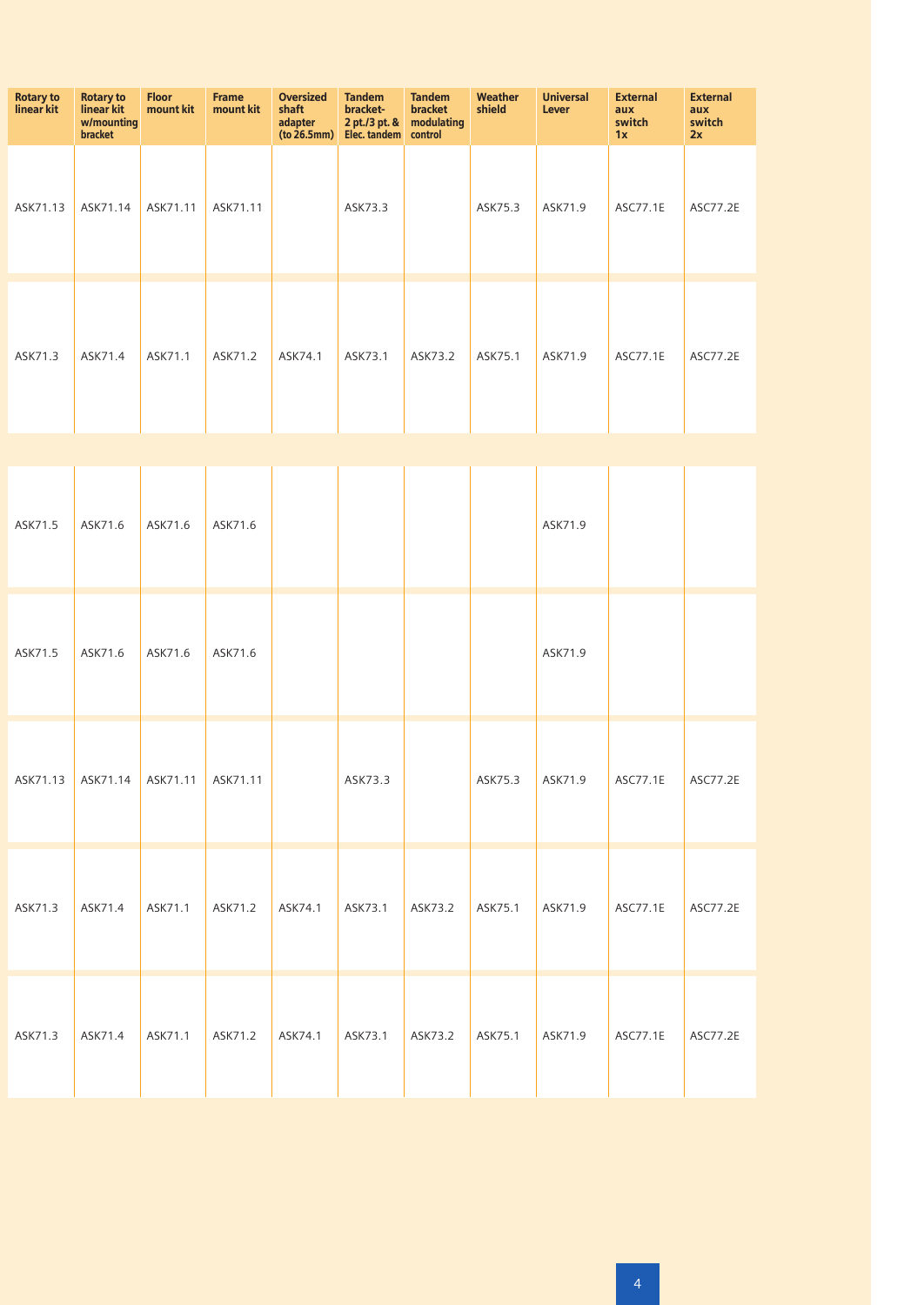| Rotary to linear kit | Rotary to linear kit w/mounting bracket | Floor mount kit | Frame mount kit | Oversized shaft adapter (to 26.5mm) | Tandem bracket- 2 pt./3 pt. & Elec. tandem | Tandem bracket modulating control | Weather shield | Universal Lever | External aux switch 1x | External aux switch 2x |
|---|---|---|---|---|---|---|---|---|---|---|
| ASK71.13 | ASK71.14 | ASK71.11 | ASK71.11 | | ASK73.3 | | ASK75.3 | ASK71.9 | ASC77.1E | ASC77.2E |
| ASK71.3 | ASK71.4 | ASK71.1 | ASK71.2 | ASK74.1 | ASK73.1 | ASK73.2 | ASK75.1 | ASK71.9 | ASC77.1E | ASC77.2E |
| ASK71.5 | ASK71.6 | ASK71.6 | ASK71.6 | | | | | ASK71.9 | | |
| ASK71.5 | ASK71.6 | ASK71.6 | ASK71.6 | | | | | ASK71.9 | | |
| ASK71.13 | ASK71.14 | ASK71.11 | ASK71.11 | | ASK73.3 | | ASK75.3 | ASK71.9 | ASC77.1E | ASC77.2E |
| ASK71.3 | ASK71.4 | ASK71.1 | ASK71.2 | ASK74.1 | ASK73.1 | ASK73.2 | ASK75.1 | ASK71.9 | ASC77.1E | ASC77.2E |
| ASK71.3 | ASK71.4 | ASK71.1 | ASK71.2 | ASK74.1 | ASK73.1 | ASK73.2 | ASK75.1 | ASK71.9 | ASC77.1E | ASC77.2E |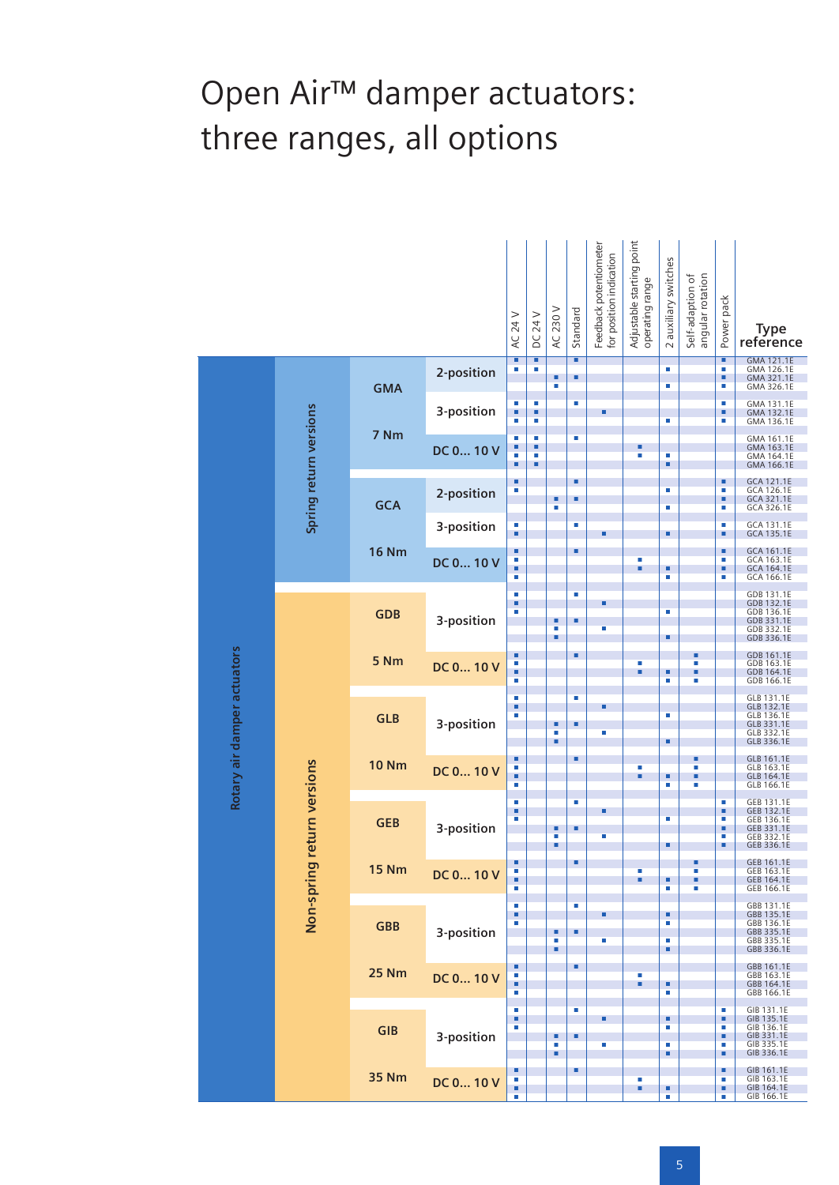# Open Air™ damper actuators: three ranges, all options

| Rotary air damper actuators | Version | Series / Torque | Control | AC 24 V | DC 24 V | AC 230 V | Standard | Feedback potentiometer for position indication | Adjustable starting point operating range | 2 auxiliary switches | Self-adaptation of angular rotation | Power pack | Type reference |
|---|---|---|---|---|---|---|---|---|---|---|---|---|---|
| Rotary air damper actuators | Spring return versions | GMA 7 Nm | 2-position | ■ | ■ | | ■ | | | | | ■ | GMA 121.1E |
| | | | | ■ | ■ | | | | | ■ | | ■ | GMA 126.1E |
| | | | | | | ■ | ■ | | | | | ■ | GMA 321.1E |
| | | | | | | ■ | | | | ■ | | ■ | GMA 326.1E |
| | | | 3-position | ■ | ■ | | ■ | | | | | ■ | GMA 131.1E |
| | | | | ■ | ■ | | | ■ | | | | ■ | GMA 132.1E |
| | | | | ■ | ■ | | | | | ■ | | ■ | GMA 136.1E |
| | | | DC 0... 10 V | ■ | ■ | | ■ | | | | | | GMA 161.1E |
| | | | | ■ | ■ | | | | ■ | | | | GMA 163.1E |
| | | | | ■ | ■ | | | | ■ | ■ | | | GMA 164.1E |
| | | | | ■ | ■ | | | | | ■ | | | GMA 166.1E |
| | | GCA 16 Nm | 2-position | ■ | | | ■ | | | | | ■ | GCA 121.1E |
| | | | | ■ | | | | | | ■ | | ■ | GCA 126.1E |
| | | | | | | ■ | ■ | | | | | ■ | GCA 321.1E |
| | | | | | | ■ | | | | ■ | | ■ | GCA 326.1E |
| | | | 3-position | ■ | | | ■ | | | | | ■ | GCA 131.1E |
| | | | | ■ | | | | ■ | | ■ | | ■ | GCA 135.1E |
| | | | DC 0... 10 V | ■ | | | ■ | | | | | ■ | GCA 161.1E |
| | | | | ■ | | | | | ■ | | | ■ | GCA 163.1E |
| | | | | ■ | | | | | ■ | ■ | | ■ | GCA 164.1E |
| | | | | ■ | | | | | | ■ | | ■ | GCA 166.1E |
| | Non-spring return versions | GDB 5 Nm | 3-position | ■ | | | ■ | | | | | | GDB 131.1E |
| | | | | ■ | | | | ■ | | | | | GDB 132.1E |
| | | | | ■ | | | | | | ■ | | | GDB 136.1E |
| | | | | | | ■ | ■ | | | | | | GDB 331.1E |
| | | | | | | ■ | | ■ | | | | | GDB 332.1E |
| | | | | | | ■ | | | | ■ | | | GDB 336.1E |
| | | | DC 0... 10 V | ■ | | | ■ | | | | ■ | | GDB 161.1E |
| | | | | ■ | | | | | ■ | | ■ | | GDB 163.1E |
| | | | | ■ | | | | | ■ | ■ | ■ | | GDB 164.1E |
| | | | | ■ | | | | | | ■ | ■ | | GDB 166.1E |
| | | GLB 10 Nm | 3-position | ■ | | | ■ | | | | | | GLB 131.1E |
| | | | | ■ | | | | ■ | | | | | GLB 132.1E |
| | | | | ■ | | | | | | ■ | | | GLB 136.1E |
| | | | | | | ■ | ■ | | | | | | GLB 331.1E |
| | | | | | | ■ | | ■ | | | | | GLB 332.1E |
| | | | | | | ■ | | | | ■ | | | GLB 336.1E |
| | | | DC 0... 10 V | ■ | | | ■ | | | | ■ | | GLB 161.1E |
| | | | | ■ | | | | | ■ | | ■ | | GLB 163.1E |
| | | | | ■ | | | | | ■ | ■ | ■ | | GLB 164.1E |
| | | | | ■ | | | | | | ■ | ■ | | GLB 166.1E |
| | | GEB 15 Nm | 3-position | ■ | | | ■ | | | | | ■ | GEB 131.1E |
| | | | | ■ | | | | ■ | | | | ■ | GEB 132.1E |
| | | | | ■ | | | | | | ■ | | ■ | GEB 136.1E |
| | | | | | | ■ | ■ | | | | | ■ | GEB 331.1E |
| | | | | | | ■ | | ■ | | | | ■ | GEB 332.1E |
| | | | | | | ■ | | | | ■ | | ■ | GEB 336.1E |
| | | | DC 0... 10 V | ■ | | | ■ | | | | ■ | | GEB 161.1E |
| | | | | ■ | | | | | ■ | | ■ | | GEB 163.1E |
| | | | | ■ | | | | | ■ | ■ | ■ | | GEB 164.1E |
| | | | | ■ | | | | | | ■ | ■ | | GEB 166.1E |
| | | GBB 25 Nm | 3-position | ■ | | | ■ | | | | | | GBB 131.1E |
| | | | | ■ | | | | ■ | | ■ | | | GBB 135.1E |
| | | | | ■ | | | | | | ■ | | | GBB 136.1E |
| | | | | | | ■ | ■ | | | | | | GBB 335.1E |
| | | | | | | ■ | | ■ | | ■ | | | GBB 335.1E |
| | | | | | | ■ | | | | ■ | | | GBB 336.1E |
| | | | DC 0... 10 V | ■ | | | ■ | | | | | | GBB 161.1E |
| | | | | ■ | | | | | ■ | | | | GBB 163.1E |
| | | | | ■ | | | | | ■ | ■ | | | GBB 164.1E |
| | | | | ■ | | | | | | ■ | | | GBB 166.1E |
| | | GIB 35 Nm | 3-position | ■ | | | ■ | | | | | ■ | GIB 131.1E |
| | | | | ■ | | | | ■ | | ■ | | ■ | GIB 135.1E |
| | | | | ■ | | | | | | ■ | | ■ | GIB 136.1E |
| | | | | | | ■ | ■ | | | | | ■ | GIB 331.1E |
| | | | | | | ■ | | ■ | | ■ | | ■ | GIB 335.1E |
| | | | | | | ■ | | | | ■ | | ■ | GIB 336.1E |
| | | | DC 0... 10 V | ■ | | | ■ | | | | | ■ | GIB 161.1E |
| | | | | ■ | | | | | ■ | | | ■ | GIB 163.1E |
| | | | | ■ | | | | | ■ | ■ | | ■ | GIB 164.1E |
| | | | | ■ | | | | | | ■ | | ■ | GIB 166.1E |